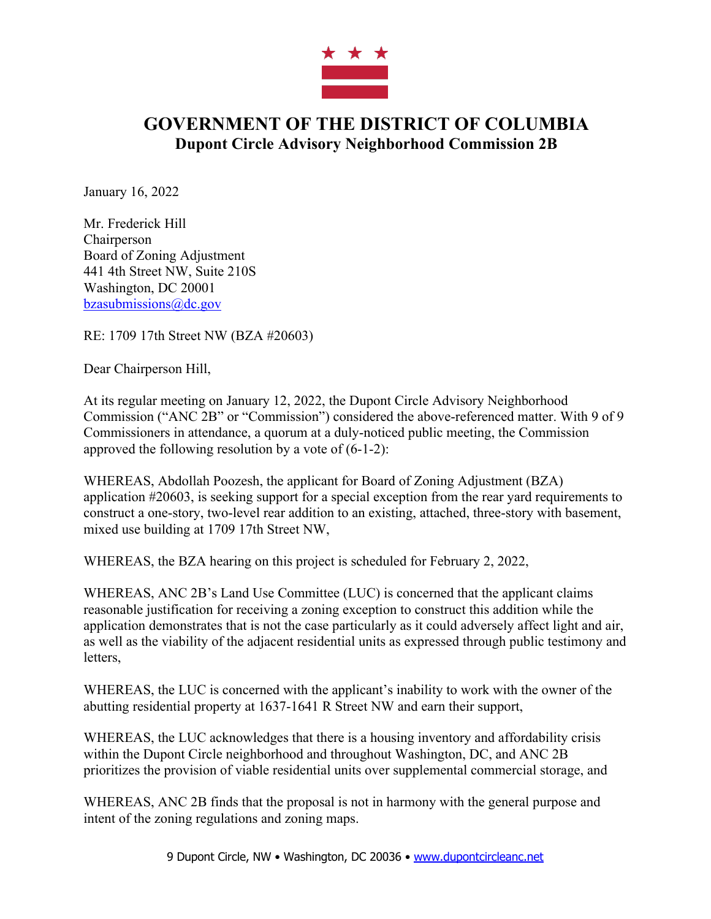# GOVERNMENT OF THE DISTRICT OF COLUMBIA

## Dupont Circle Advisory Neighborhood Commission 2B

January 16, 2022

Mr. Frederick Hill
Chairperson
Board of Zoning Adjustment
441 4th Street NW, Suite 210S
Washington, DC 20001
bzasubmissions@dc.gov

RE: 1709 17th Street NW (BZA #20603)

Dear Chairperson Hill,

At its regular meeting on January 12, 2022, the Dupont Circle Advisory Neighborhood Commission ("ANC 2B" or "Commission") considered the above-referenced matter. With 9 of 9 Commissioners in attendance, a quorum at a duly-noticed public meeting, the Commission approved the following resolution by a vote of (6-1-2):

WHEREAS, Abdollah Poozesh, the applicant for Board of Zoning Adjustment (BZA) application #20603, is seeking support for a special exception from the rear yard requirements to construct a one-story, two-level rear addition to an existing, attached, three-story with basement, mixed use building at 1709 17th Street NW,

WHEREAS, the BZA hearing on this project is scheduled for February 2, 2022,

WHEREAS, ANC 2B's Land Use Committee (LUC) is concerned that the applicant claims reasonable justification for receiving a zoning exception to construct this addition while the application demonstrates that is not the case particularly as it could adversely affect light and air, as well as the viability of the adjacent residential units as expressed through public testimony and letters,

WHEREAS, the LUC is concerned with the applicant's inability to work with the owner of the abutting residential property at 1637-1641 R Street NW and earn their support,

WHEREAS, the LUC acknowledges that there is a housing inventory and affordability crisis within the Dupont Circle neighborhood and throughout Washington, DC, and ANC 2B prioritizes the provision of viable residential units over supplemental commercial storage, and

WHEREAS, ANC 2B finds that the proposal is not in harmony with the general purpose and intent of the zoning regulations and zoning maps.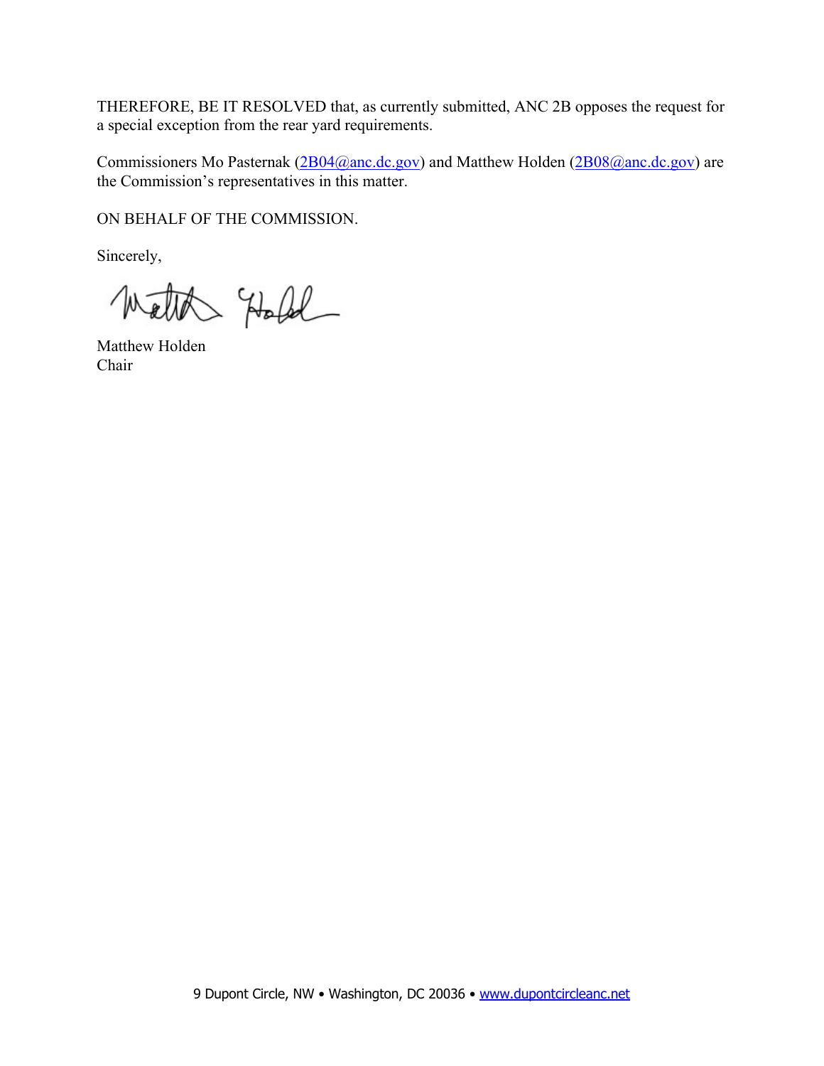THEREFORE, BE IT RESOLVED that, as currently submitted, ANC 2B opposes the request for a special exception from the rear yard requirements.

Commissioners Mo Pasternak (2B04@anc.dc.gov) and Matthew Holden (2B08@anc.dc.gov) are the Commission's representatives in this matter.

ON BEHALF OF THE COMMISSION.

Sincerely,

Matthew Holden
Chair

9 Dupont Circle, NW • Washington, DC 20036 • www.dupontcircleanc.net